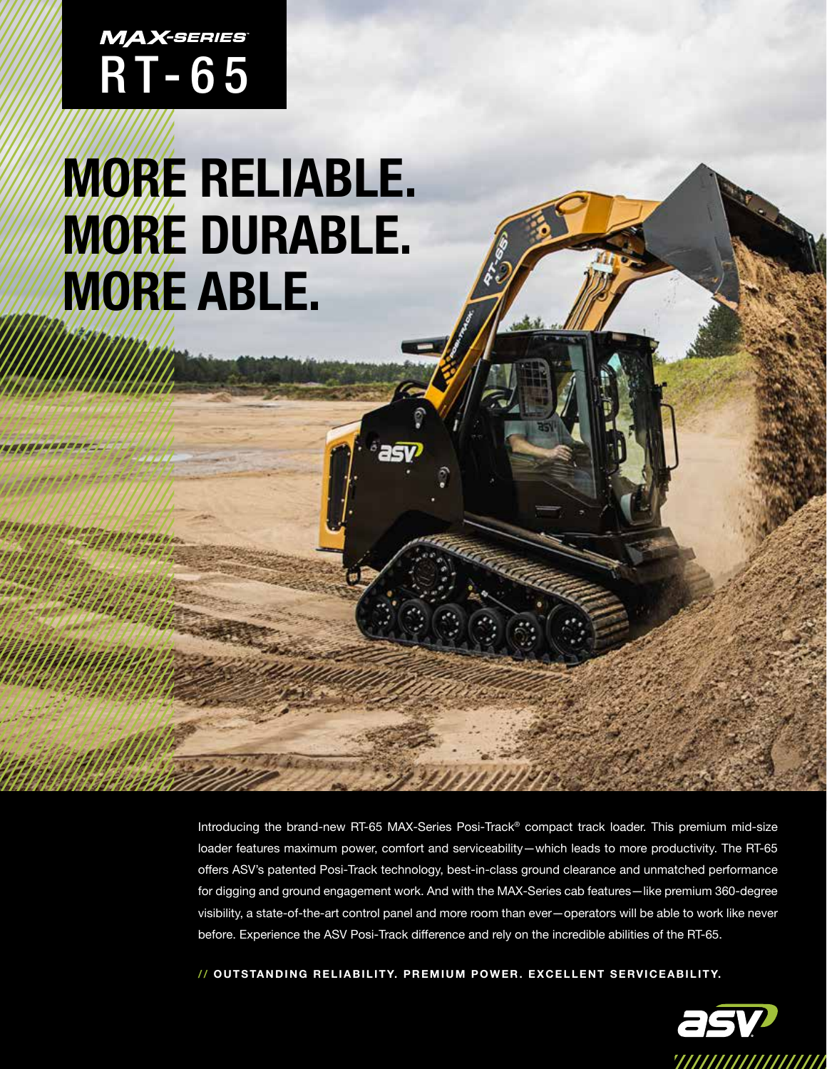MAX-SERIES

# RT-65

# MORE RELIABLE. MORE DURABLE. MORE ABLE.

Introducing the brand-new RT-65 MAX-Series Posi-Track® compact track loader. This premium mid-size loader features maximum power, comfort and serviceability—which leads to more productivity. The RT-65 offers ASV's patented Posi-Track technology, best-in-class ground clearance and unmatched performance for digging and ground engagement work. And with the MAX-Series cab features—like premium 360-degree visibility, a state-of-the-art control panel and more room than ever—operators will be able to work like never before. Experience the ASV Posi-Track difference and rely on the incredible abilities of the RT-65.

**// OUTSTANDING RELIABILITY. PREMIUM POWER. EXCELLENT SERVICEABILITY.**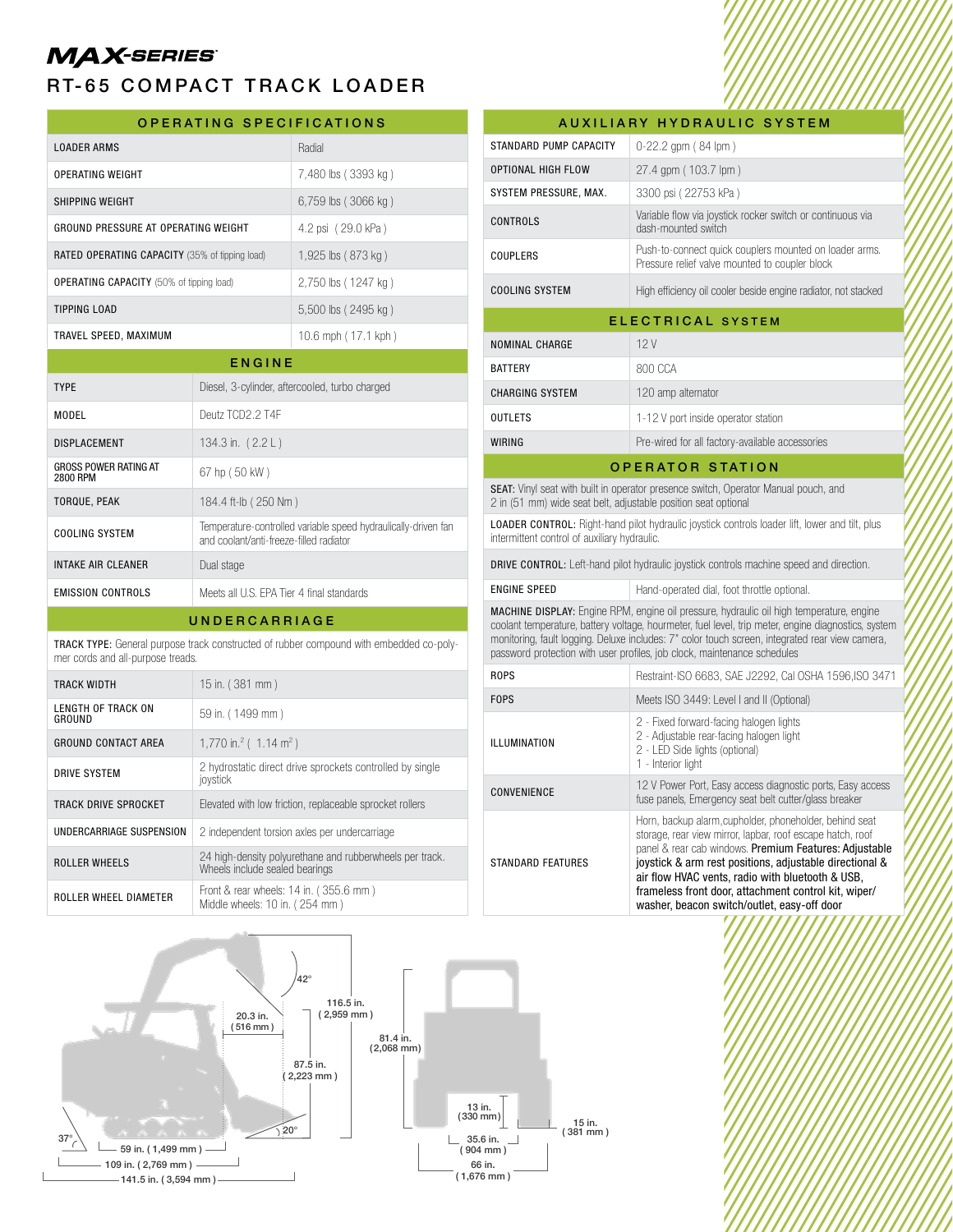# MAX-SERIES

## RT-65 COMPACT TRACK LOADER

### OPERATING SPECIFICATIONS

| | |
|---|---|
| LOADER ARMS | Radial |
| OPERATING WEIGHT | 7,480 lbs ( 3393 kg ) |
| SHIPPING WEIGHT | 6,759 lbs ( 3066 kg ) |
| GROUND PRESSURE AT OPERATING WEIGHT | 4.2 psi ( 29.0 kPa ) |
| RATED OPERATING CAPACITY (35% of tipping load) | 1,925 lbs ( 873 kg ) |
| OPERATING CAPACITY (50% of tipping load) | 2,750 lbs ( 1247 kg ) |
| TIPPING LOAD | 5,500 lbs ( 2495 kg ) |
| TRAVEL SPEED, MAXIMUM | 10.6 mph ( 17.1 kph ) |

### ENGINE

| | |
|---|---|
| TYPE | Diesel, 3-cylinder, aftercooled, turbo charged |
| MODEL | Deutz TCD2.2 T4F |
| DISPLACEMENT | 134.3 in. ( 2.2 L ) |
| GROSS POWER RATING AT 2800 RPM | 67 hp ( 50 kW ) |
| TORQUE, PEAK | 184.4 ft-lb ( 250 Nm ) |
| COOLING SYSTEM | Temperature-controlled variable speed hydraulically-driven fan and coolant/anti-freeze-filled radiator |
| INTAKE AIR CLEANER | Dual stage |
| EMISSION CONTROLS | Meets all U.S. EPA Tier 4 final standards |

### UNDERCARRIAGE

**TRACK TYPE:** General purpose track constructed of rubber compound with embedded co-poly-mer cords and all-purpose treads.

| | |
|---|---|
| TRACK WIDTH | 15 in. ( 381 mm ) |
| LENGTH OF TRACK ON GROUND | 59 in. ( 1499 mm ) |
| GROUND CONTACT AREA | 1,770 in.$^2$ ( 1.14 m$^2$ ) |
| DRIVE SYSTEM | 2 hydrostatic direct drive sprockets controlled by single joystick |
| TRACK DRIVE SPROCKET | Elevated with low friction, replaceable sprocket rollers |
| UNDERCARRIAGE SUSPENSION | 2 independent torsion axles per undercarriage |
| ROLLER WHEELS | 24 high-density polyurethane and rubberwheels per track. Wheels include sealed bearings |
| ROLLER WHEEL DIAMETER | Front & rear wheels: 14 in. ( 355.6 mm ) Middle wheels: 10 in. ( 254 mm ) |

### AUXILIARY HYDRAULIC SYSTEM

| | |
|---|---|
| STANDARD PUMP CAPACITY | 0-22.2 gpm ( 84 lpm ) |
| OPTIONAL HIGH FLOW | 27.4 gpm ( 103.7 lpm ) |
| SYSTEM PRESSURE, MAX. | 3300 psi ( 22753 kPa ) |
| CONTROLS | Variable flow via joystick rocker switch or continuous via dash-mounted switch |
| COUPLERS | Push-to-connect quick couplers mounted on loader arms. Pressure relief valve mounted to coupler block |
| COOLING SYSTEM | High efficiency oil cooler beside engine radiator, not stacked |

### ELECTRICAL SYSTEM

| | |
|---|---|
| NOMINAL CHARGE | 12 V |
| BATTERY | 800 CCA |
| CHARGING SYSTEM | 120 amp alternator |
| OUTLETS | 1-12 V port inside operator station |
| WIRING | Pre-wired for all factory-available accessories |

### OPERATOR STATION

**SEAT:** Vinyl seat with built in operator presence switch, Operator Manual pouch, and 2 in (51 mm) wide seat belt, adjustable position seat optional

**LOADER CONTROL:** Right-hand pilot hydraulic joystick controls loader lift, lower and tilt, plus intermittent control of auxiliary hydraulic.

**DRIVE CONTROL:** Left-hand pilot hydraulic joystick controls machine speed and direction.

| | |
|---|---|
| ENGINE SPEED | Hand-operated dial, foot throttle optional. |

**MACHINE DISPLAY:** Engine RPM, engine oil pressure, hydraulic oil high temperature, engine coolant temperature, battery voltage, hourmeter, fuel level, trip meter, engine diagnostics, system monitoring, fault logging. Deluxe includes: 7" color touch screen, integrated rear view camera, password protection with user profiles, job clock, maintenance schedules

| | |
|---|---|
| ROPS | Restraint-ISO 6683, SAE J2292, Cal OSHA 1596,ISO 3471 |
| FOPS | Meets ISO 3449: Level I and II (Optional) |
| ILLUMINATION | 2 - Fixed forward-facing halogen lights<br>2 - Adjustable rear-facing halogen light<br>2 - LED Side lights (optional)<br>1 - Interior light |
| CONVENIENCE | 12 V Power Port, Easy access diagnostic ports, Easy access fuse panels, Emergency seat belt cutter/glass breaker |
| STANDARD FEATURES | Horn, backup alarm,cupholder, phoneholder, behind seat storage, rear view mirror, lapbar, roof escape hatch, roof panel & rear cab windows. **Premium Features: Adjustable joystick & arm rest positions, adjustable directional & air flow HVAC vents, radio with bluetooth & USB, frameless front door, attachment control kit, wiper/washer, beacon switch/outlet, easy-off door** |

42°
116.5 in. ( 2,959 mm )
20.3 in. ( 516 mm )
87.5 in. ( 2,223 mm )
20°
37°
59 in. ( 1,499 mm )
109 in. ( 2,769 mm )
141.5 in. ( 3,594 mm )

81.4 in. (2,068 mm)
13 in. (330 mm)
15 in. ( 381 mm )
35.6 in. ( 904 mm )
66 in. ( 1,676 mm )